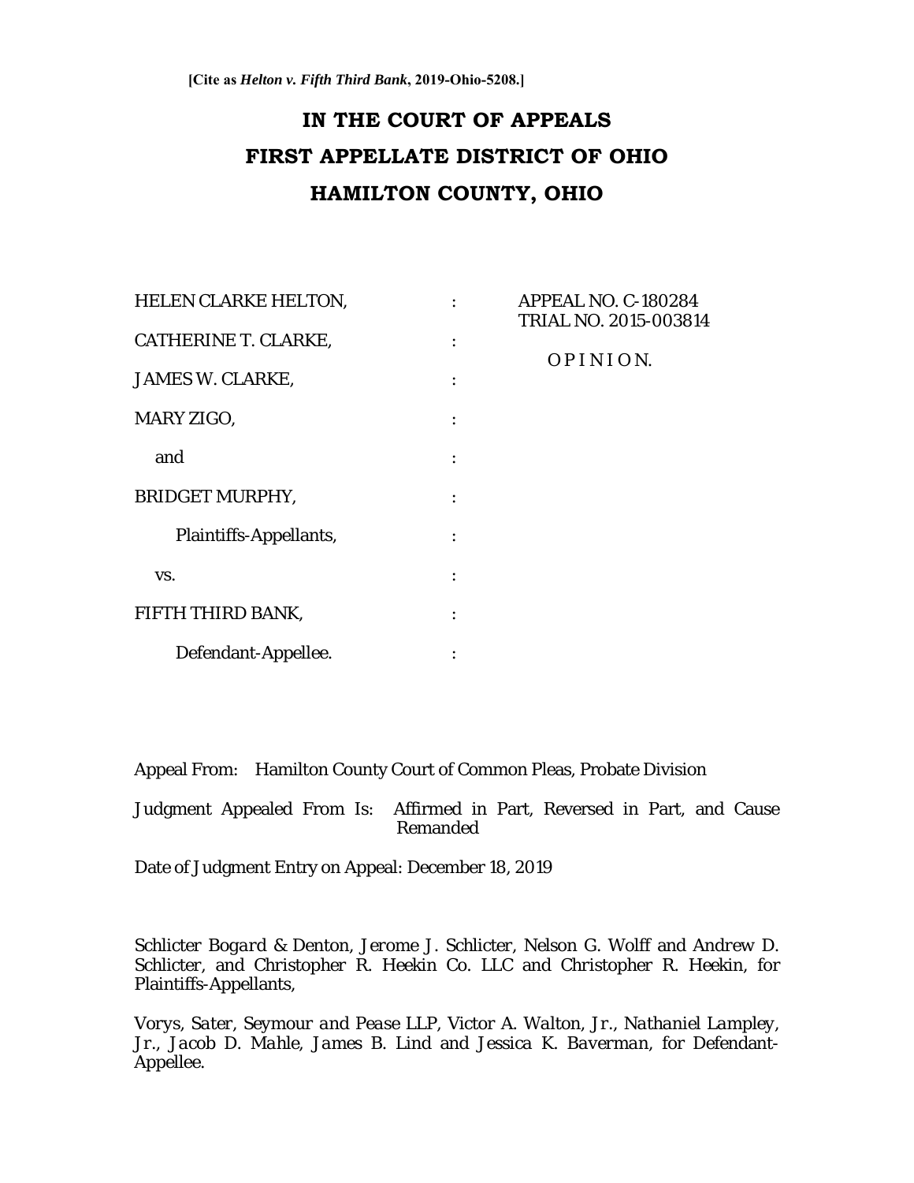**[Cite as *Helton v. Fifth Third Bank*, 2019-Ohio-5208.]**

# IN THE COURT OF APPEALS
# FIRST APPELLATE DISTRICT OF OHIO
# HAMILTON COUNTY, OHIO

| | | |
|---|---|---|
| HELEN CLARKE HELTON, | : | APPEAL NO. C-180284 TRIAL NO. 2015-003814 |
| CATHERINE T. CLARKE, | : | O P I N I O N. |
| JAMES W. CLARKE, | : | |
| MARY ZIGO, | : | |
| and | : | |
| BRIDGET MURPHY, | : | |
| Plaintiffs-Appellants, | : | |
| vs. | : | |
| FIFTH THIRD BANK, | : | |
| Defendant-Appellee. | : | |

Appeal From: Hamilton County Court of Common Pleas, Probate Division

Judgment Appealed From Is: Affirmed in Part, Reversed in Part, and Cause Remanded

Date of Judgment Entry on Appeal: December 18, 2019

*Schlicter Bogard & Denton*, *Jerome J. Schlicter*, *Nelson G. Wolff* and *Andrew D. Schlicter*, and *Christopher R. Heekin Co. LLC* and *Christopher R. Heekin*, for Plaintiffs-Appellants,

*Vorys, Sater, Seymour and Pease LLP*, *Victor A. Walton, Jr.*, *Nathaniel Lampley, Jr.*, *Jacob D. Mahle*, *James B. Lind* and *Jessica K. Baverman*, for Defendant-Appellee.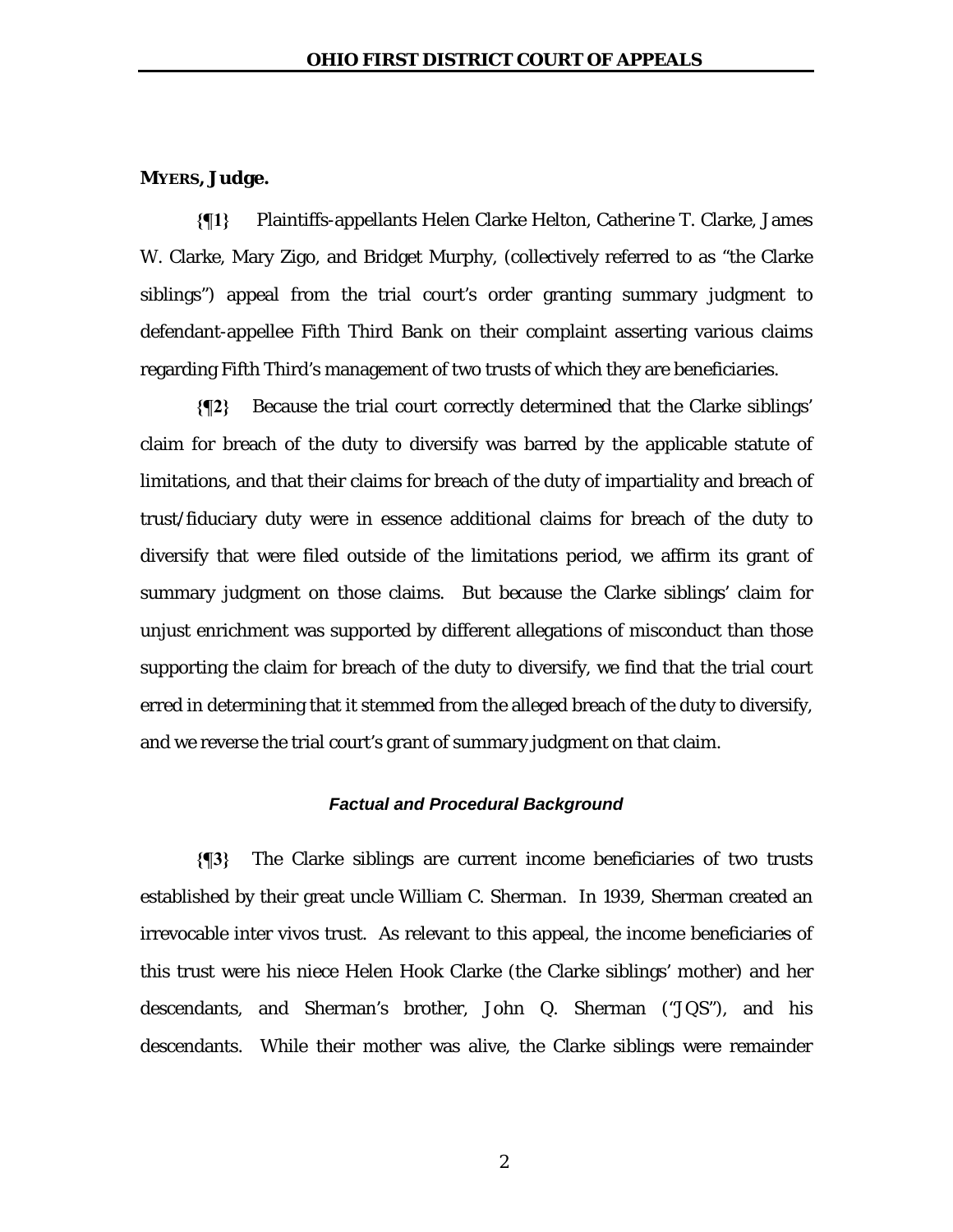**MYERS, Judge.**

**{¶1}** Plaintiffs-appellants Helen Clarke Helton, Catherine T. Clarke, James W. Clarke, Mary Zigo, and Bridget Murphy, (collectively referred to as "the Clarke siblings") appeal from the trial court's order granting summary judgment to defendant-appellee Fifth Third Bank on their complaint asserting various claims regarding Fifth Third's management of two trusts of which they are beneficiaries.

**{¶2}** Because the trial court correctly determined that the Clarke siblings' claim for breach of the duty to diversify was barred by the applicable statute of limitations, and that their claims for breach of the duty of impartiality and breach of trust/fiduciary duty were in essence additional claims for breach of the duty to diversify that were filed outside of the limitations period, we affirm its grant of summary judgment on those claims. But because the Clarke siblings' claim for unjust enrichment was supported by different allegations of misconduct than those supporting the claim for breach of the duty to diversify, we find that the trial court erred in determining that it stemmed from the alleged breach of the duty to diversify, and we reverse the trial court's grant of summary judgment on that claim.

### *Factual and Procedural Background*

**{¶3}** The Clarke siblings are current income beneficiaries of two trusts established by their great uncle William C. Sherman. In 1939, Sherman created an irrevocable inter vivos trust. As relevant to this appeal, the income beneficiaries of this trust were his niece Helen Hook Clarke (the Clarke siblings' mother) and her descendants, and Sherman's brother, John Q. Sherman ("JQS"), and his descendants. While their mother was alive, the Clarke siblings were remainder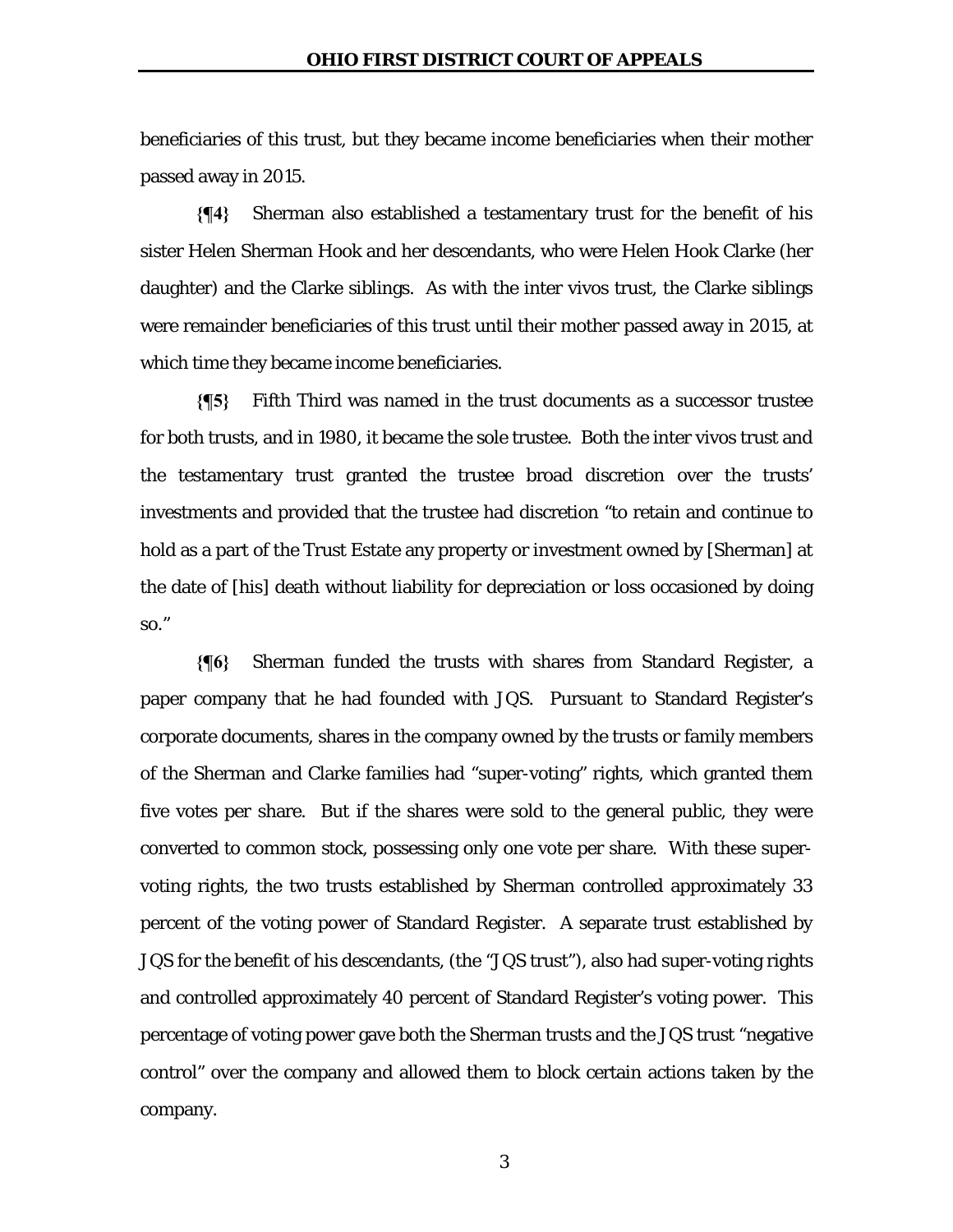beneficiaries of this trust, but they became income beneficiaries when their mother passed away in 2015.

**{¶4}** Sherman also established a testamentary trust for the benefit of his sister Helen Sherman Hook and her descendants, who were Helen Hook Clarke (her daughter) and the Clarke siblings. As with the inter vivos trust, the Clarke siblings were remainder beneficiaries of this trust until their mother passed away in 2015, at which time they became income beneficiaries.

**{¶5}** Fifth Third was named in the trust documents as a successor trustee for both trusts, and in 1980, it became the sole trustee. Both the inter vivos trust and the testamentary trust granted the trustee broad discretion over the trusts' investments and provided that the trustee had discretion "to retain and continue to hold as a part of the Trust Estate any property or investment owned by [Sherman] at the date of [his] death without liability for depreciation or loss occasioned by doing so."

**{¶6}** Sherman funded the trusts with shares from Standard Register, a paper company that he had founded with JQS. Pursuant to Standard Register's corporate documents, shares in the company owned by the trusts or family members of the Sherman and Clarke families had "super-voting" rights, which granted them five votes per share. But if the shares were sold to the general public, they were converted to common stock, possessing only one vote per share. With these super-voting rights, the two trusts established by Sherman controlled approximately 33 percent of the voting power of Standard Register. A separate trust established by JQS for the benefit of his descendants, (the "JQS trust"), also had super-voting rights and controlled approximately 40 percent of Standard Register's voting power. This percentage of voting power gave both the Sherman trusts and the JQS trust "negative control" over the company and allowed them to block certain actions taken by the company.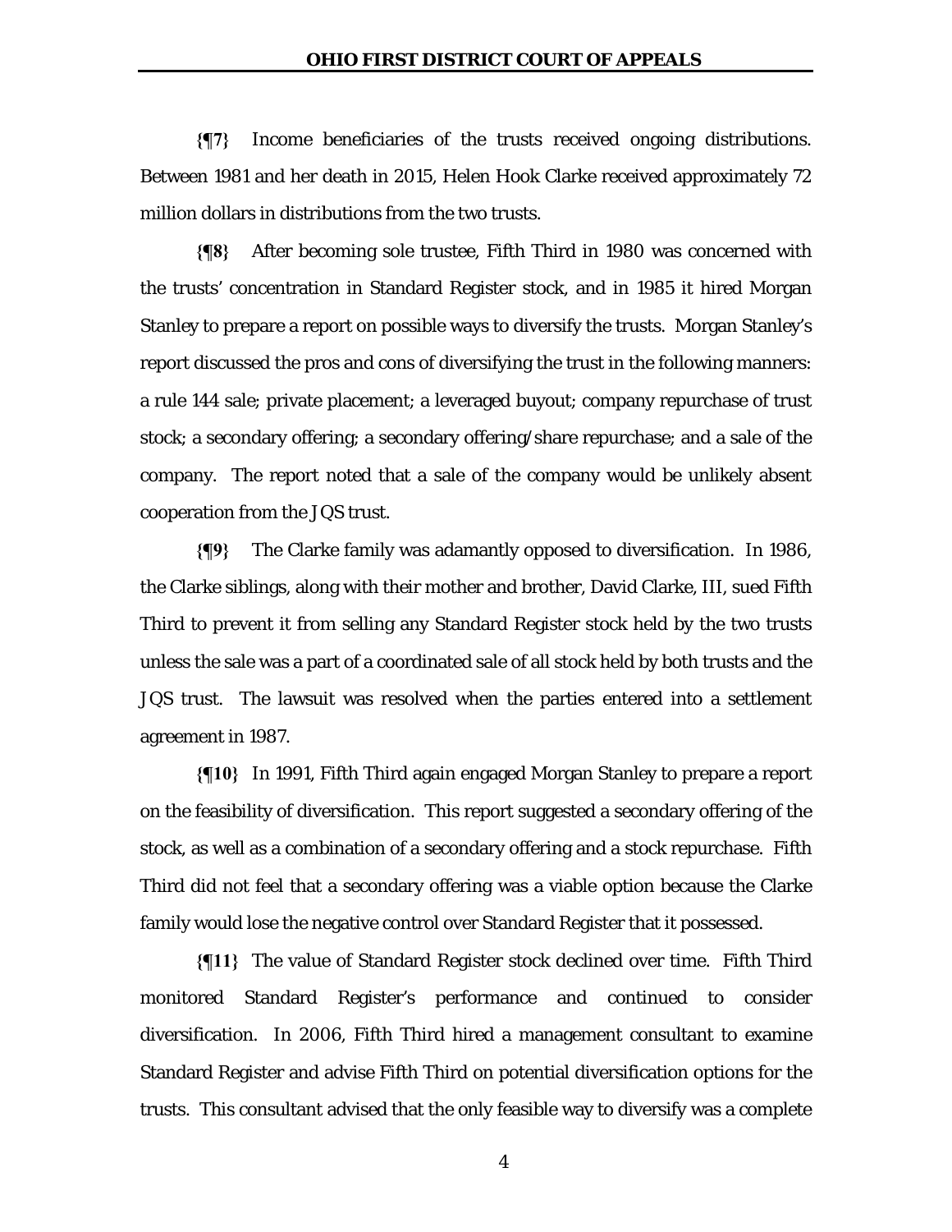**{¶7}** Income beneficiaries of the trusts received ongoing distributions. Between 1981 and her death in 2015, Helen Hook Clarke received approximately 72 million dollars in distributions from the two trusts.

**{¶8}** After becoming sole trustee, Fifth Third in 1980 was concerned with the trusts' concentration in Standard Register stock, and in 1985 it hired Morgan Stanley to prepare a report on possible ways to diversify the trusts. Morgan Stanley's report discussed the pros and cons of diversifying the trust in the following manners: a rule 144 sale; private placement; a leveraged buyout; company repurchase of trust stock; a secondary offering; a secondary offering/share repurchase; and a sale of the company. The report noted that a sale of the company would be unlikely absent cooperation from the JQS trust.

**{¶9}** The Clarke family was adamantly opposed to diversification. In 1986, the Clarke siblings, along with their mother and brother, David Clarke, III, sued Fifth Third to prevent it from selling any Standard Register stock held by the two trusts unless the sale was a part of a coordinated sale of all stock held by both trusts and the JQS trust. The lawsuit was resolved when the parties entered into a settlement agreement in 1987.

**{¶10}** In 1991, Fifth Third again engaged Morgan Stanley to prepare a report on the feasibility of diversification. This report suggested a secondary offering of the stock, as well as a combination of a secondary offering and a stock repurchase. Fifth Third did not feel that a secondary offering was a viable option because the Clarke family would lose the negative control over Standard Register that it possessed.

**{¶11}** The value of Standard Register stock declined over time. Fifth Third monitored Standard Register's performance and continued to consider diversification. In 2006, Fifth Third hired a management consultant to examine Standard Register and advise Fifth Third on potential diversification options for the trusts. This consultant advised that the only feasible way to diversify was a complete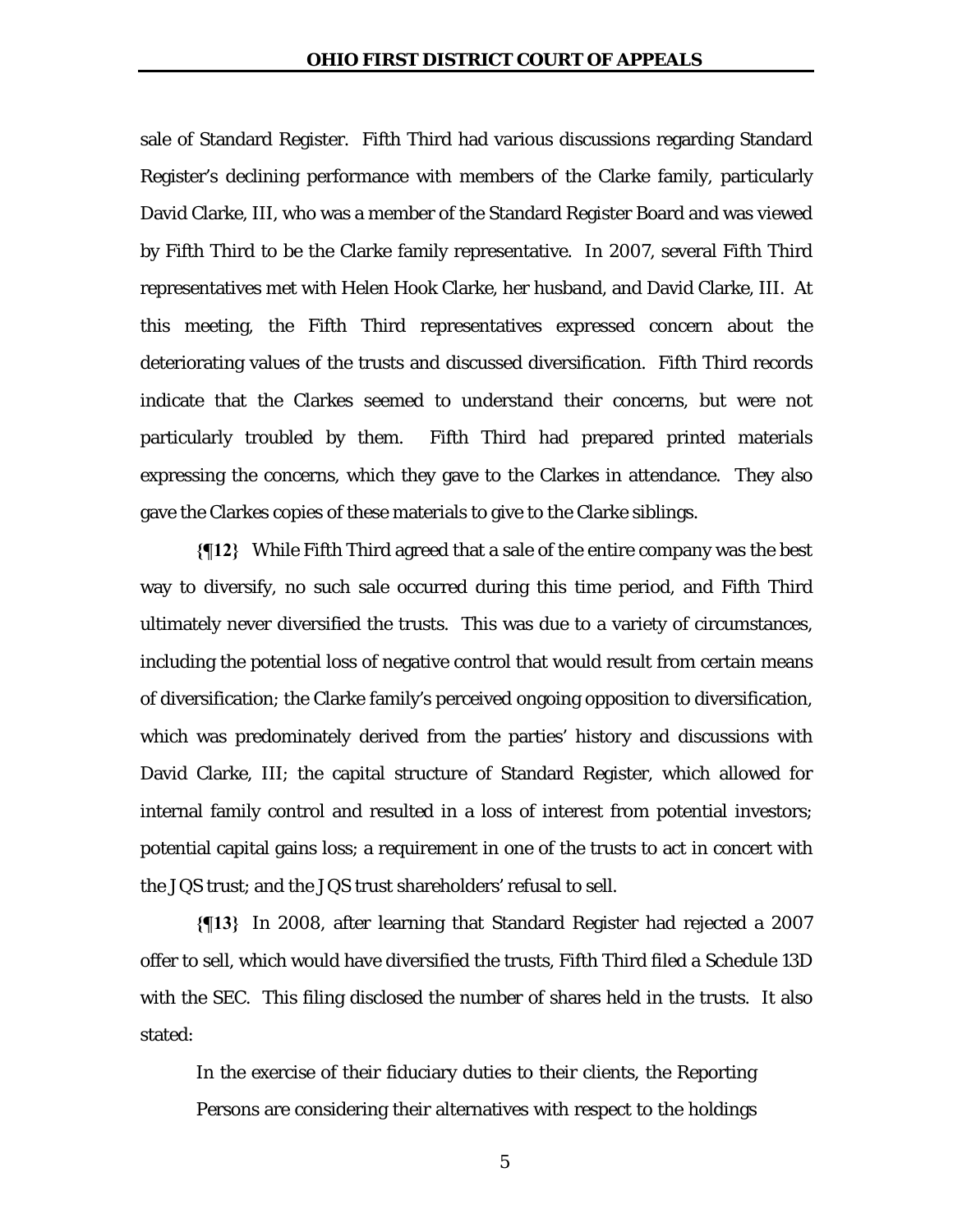sale of Standard Register. Fifth Third had various discussions regarding Standard Register's declining performance with members of the Clarke family, particularly David Clarke, III, who was a member of the Standard Register Board and was viewed by Fifth Third to be the Clarke family representative. In 2007, several Fifth Third representatives met with Helen Hook Clarke, her husband, and David Clarke, III. At this meeting, the Fifth Third representatives expressed concern about the deteriorating values of the trusts and discussed diversification. Fifth Third records indicate that the Clarkes seemed to understand their concerns, but were not particularly troubled by them. Fifth Third had prepared printed materials expressing the concerns, which they gave to the Clarkes in attendance. They also gave the Clarkes copies of these materials to give to the Clarke siblings.

**{¶12}** While Fifth Third agreed that a sale of the entire company was the best way to diversify, no such sale occurred during this time period, and Fifth Third ultimately never diversified the trusts. This was due to a variety of circumstances, including the potential loss of negative control that would result from certain means of diversification; the Clarke family's perceived ongoing opposition to diversification, which was predominately derived from the parties' history and discussions with David Clarke, III; the capital structure of Standard Register, which allowed for internal family control and resulted in a loss of interest from potential investors; potential capital gains loss; a requirement in one of the trusts to act in concert with the JQS trust; and the JQS trust shareholders' refusal to sell.

**{¶13}** In 2008, after learning that Standard Register had rejected a 2007 offer to sell, which would have diversified the trusts, Fifth Third filed a Schedule 13D with the SEC. This filing disclosed the number of shares held in the trusts. It also stated:

> In the exercise of their fiduciary duties to their clients, the Reporting Persons are considering their alternatives with respect to the holdings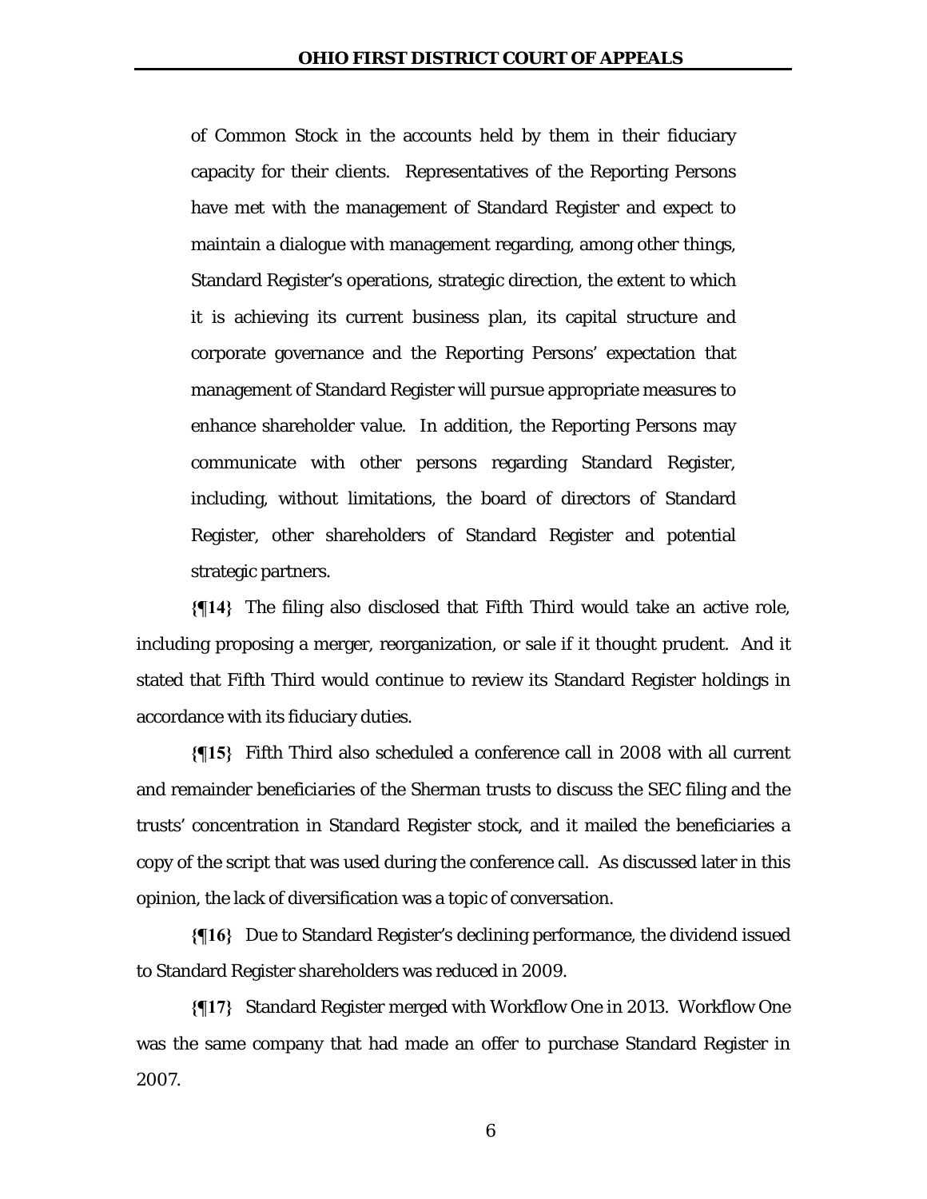> of Common Stock in the accounts held by them in their fiduciary capacity for their clients. Representatives of the Reporting Persons have met with the management of Standard Register and expect to maintain a dialogue with management regarding, among other things, Standard Register's operations, strategic direction, the extent to which it is achieving its current business plan, its capital structure and corporate governance and the Reporting Persons' expectation that management of Standard Register will pursue appropriate measures to enhance shareholder value. In addition, the Reporting Persons may communicate with other persons regarding Standard Register, including, without limitations, the board of directors of Standard Register, other shareholders of Standard Register and potential strategic partners.

**{¶14}** The filing also disclosed that Fifth Third would take an active role, including proposing a merger, reorganization, or sale if it thought prudent. And it stated that Fifth Third would continue to review its Standard Register holdings in accordance with its fiduciary duties.

**{¶15}** Fifth Third also scheduled a conference call in 2008 with all current and remainder beneficiaries of the Sherman trusts to discuss the SEC filing and the trusts' concentration in Standard Register stock, and it mailed the beneficiaries a copy of the script that was used during the conference call. As discussed later in this opinion, the lack of diversification was a topic of conversation.

**{¶16}** Due to Standard Register's declining performance, the dividend issued to Standard Register shareholders was reduced in 2009.

**{¶17}** Standard Register merged with Workflow One in 2013. Workflow One was the same company that had made an offer to purchase Standard Register in 2007.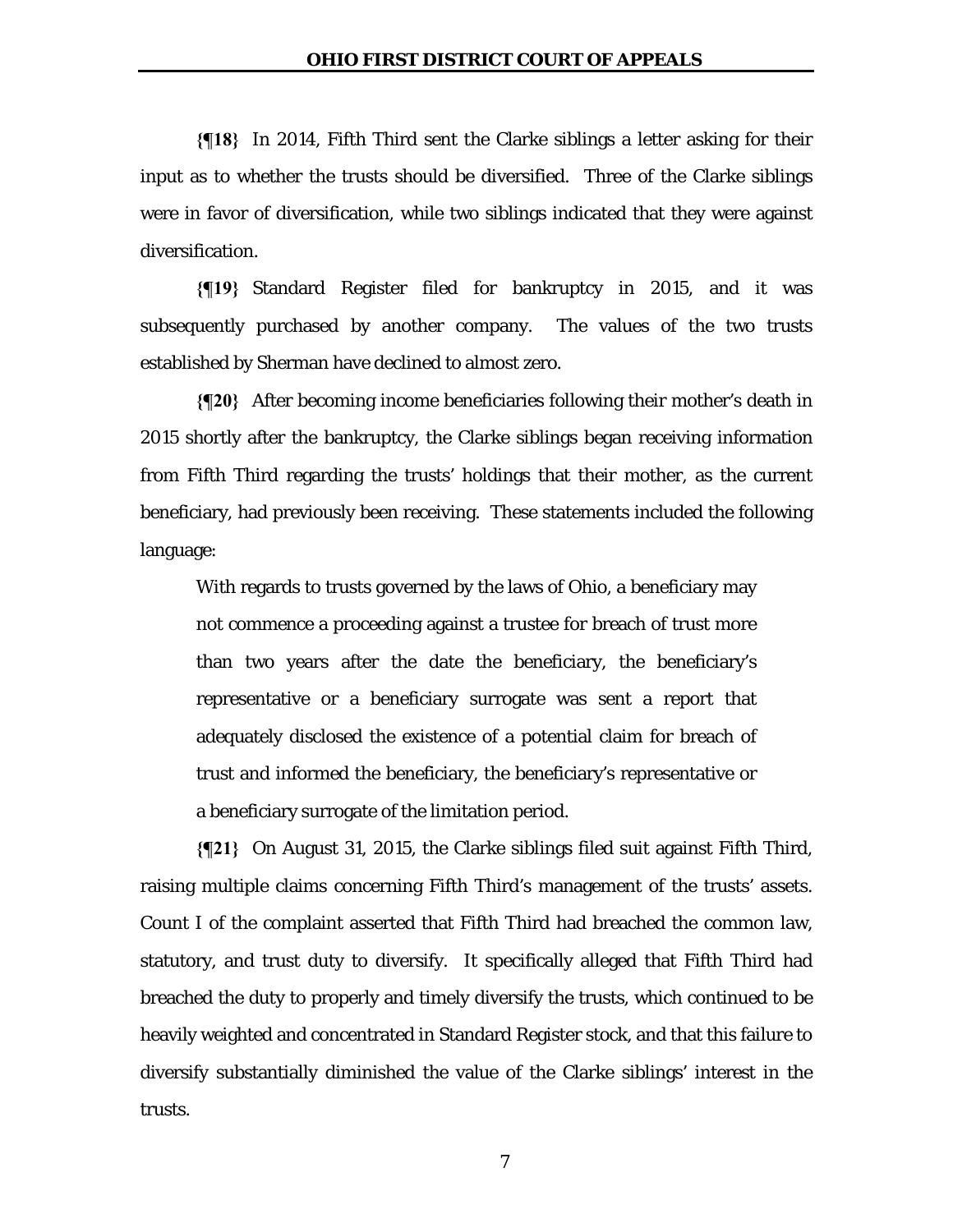**{¶18}** In 2014, Fifth Third sent the Clarke siblings a letter asking for their input as to whether the trusts should be diversified. Three of the Clarke siblings were in favor of diversification, while two siblings indicated that they were against diversification.

**{¶19}** Standard Register filed for bankruptcy in 2015, and it was subsequently purchased by another company. The values of the two trusts established by Sherman have declined to almost zero.

**{¶20}** After becoming income beneficiaries following their mother's death in 2015 shortly after the bankruptcy, the Clarke siblings began receiving information from Fifth Third regarding the trusts' holdings that their mother, as the current beneficiary, had previously been receiving. These statements included the following language:

> With regards to trusts governed by the laws of Ohio, a beneficiary may not commence a proceeding against a trustee for breach of trust more than two years after the date the beneficiary, the beneficiary's representative or a beneficiary surrogate was sent a report that adequately disclosed the existence of a potential claim for breach of trust and informed the beneficiary, the beneficiary's representative or a beneficiary surrogate of the limitation period.

**{¶21}** On August 31, 2015, the Clarke siblings filed suit against Fifth Third, raising multiple claims concerning Fifth Third's management of the trusts' assets. Count I of the complaint asserted that Fifth Third had breached the common law, statutory, and trust duty to diversify. It specifically alleged that Fifth Third had breached the duty to properly and timely diversify the trusts, which continued to be heavily weighted and concentrated in Standard Register stock, and that this failure to diversify substantially diminished the value of the Clarke siblings' interest in the trusts.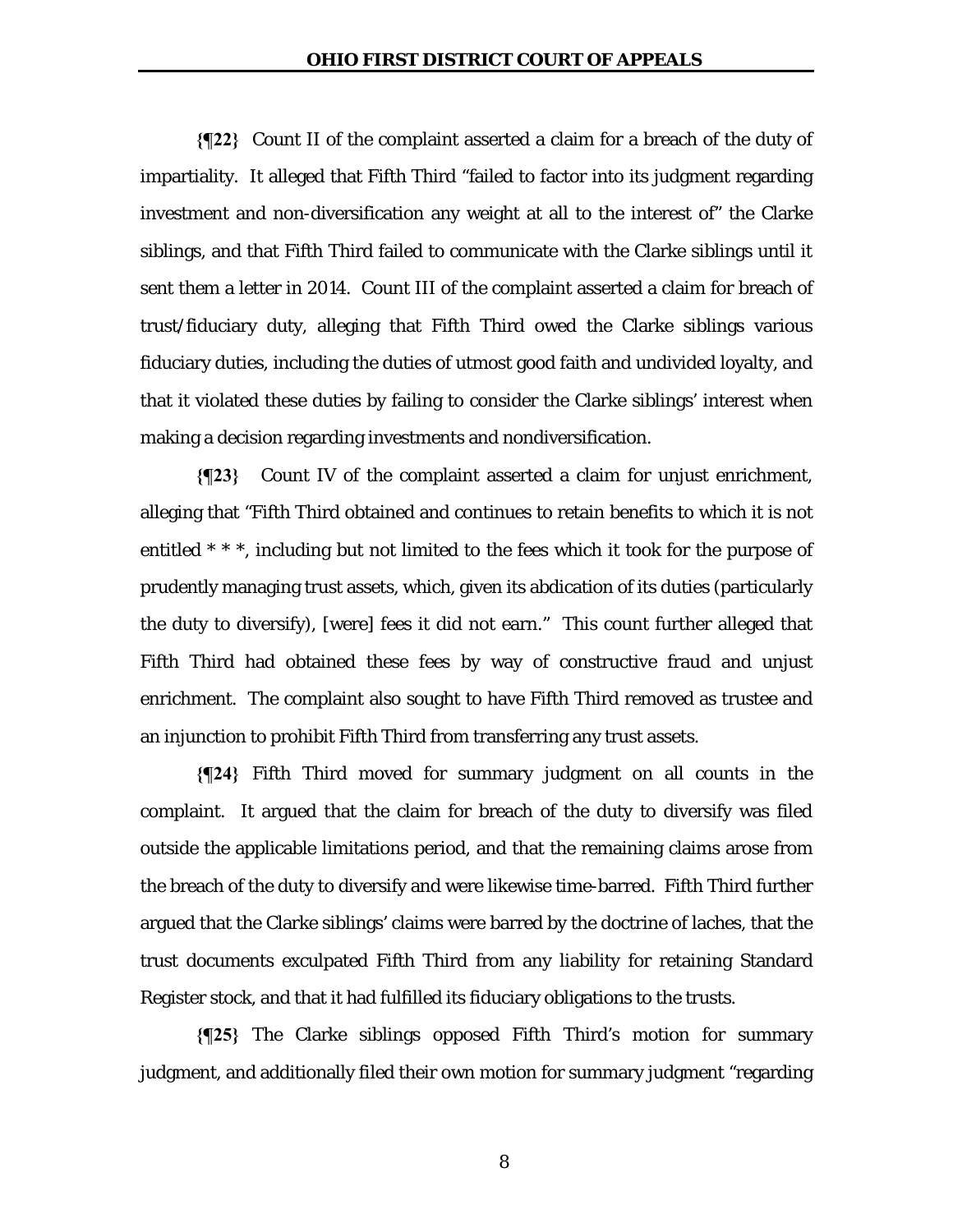**{¶22}** Count II of the complaint asserted a claim for a breach of the duty of impartiality. It alleged that Fifth Third "failed to factor into its judgment regarding investment and non-diversification any weight at all to the interest of" the Clarke siblings, and that Fifth Third failed to communicate with the Clarke siblings until it sent them a letter in 2014. Count III of the complaint asserted a claim for breach of trust/fiduciary duty, alleging that Fifth Third owed the Clarke siblings various fiduciary duties, including the duties of utmost good faith and undivided loyalty, and that it violated these duties by failing to consider the Clarke siblings' interest when making a decision regarding investments and nondiversification.

**{¶23}** Count IV of the complaint asserted a claim for unjust enrichment, alleging that "Fifth Third obtained and continues to retain benefits to which it is not entitled * * *, including but not limited to the fees which it took for the purpose of prudently managing trust assets, which, given its abdication of its duties (particularly the duty to diversify), [were] fees it did not earn." This count further alleged that Fifth Third had obtained these fees by way of constructive fraud and unjust enrichment. The complaint also sought to have Fifth Third removed as trustee and an injunction to prohibit Fifth Third from transferring any trust assets.

**{¶24}** Fifth Third moved for summary judgment on all counts in the complaint. It argued that the claim for breach of the duty to diversify was filed outside the applicable limitations period, and that the remaining claims arose from the breach of the duty to diversify and were likewise time-barred. Fifth Third further argued that the Clarke siblings' claims were barred by the doctrine of laches, that the trust documents exculpated Fifth Third from any liability for retaining Standard Register stock, and that it had fulfilled its fiduciary obligations to the trusts.

**{¶25}** The Clarke siblings opposed Fifth Third's motion for summary judgment, and additionally filed their own motion for summary judgment "regarding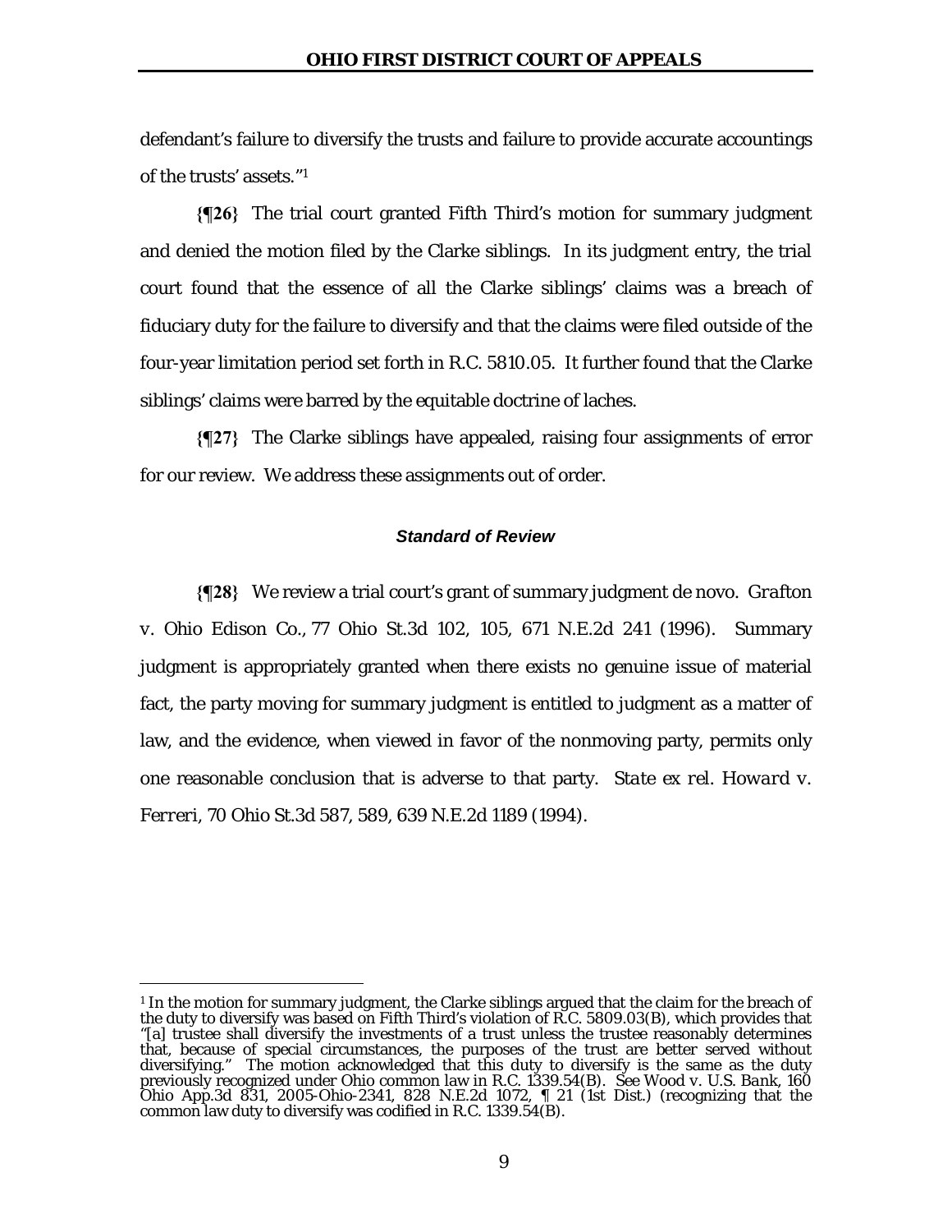defendant's failure to diversify the trusts and failure to provide accurate accountings of the trusts' assets."[1]

**{¶26}** The trial court granted Fifth Third's motion for summary judgment and denied the motion filed by the Clarke siblings. In its judgment entry, the trial court found that the essence of all the Clarke siblings' claims was a breach of fiduciary duty for the failure to diversify and that the claims were filed outside of the four-year limitation period set forth in R.C. 5810.05. It further found that the Clarke siblings' claims were barred by the equitable doctrine of laches.

**{¶27}** The Clarke siblings have appealed, raising four assignments of error for our review. We address these assignments out of order.

### *Standard of Review*

**{¶28}** We review a trial court's grant of summary judgment de novo. *Grafton v. Ohio Edison Co.*, 77 Ohio St.3d 102, 105, 671 N.E.2d 241 (1996). Summary judgment is appropriately granted when there exists no genuine issue of material fact, the party moving for summary judgment is entitled to judgment as a matter of law, and the evidence, when viewed in favor of the nonmoving party, permits only one reasonable conclusion that is adverse to that party. *State ex rel. Howard v. Ferreri*, 70 Ohio St.3d 587, 589, 639 N.E.2d 1189 (1994).

---

[1] In the motion for summary judgment, the Clarke siblings argued that the claim for the breach of the duty to diversify was based on Fifth Third's violation of R.C. 5809.03(B), which provides that "[a] trustee shall diversify the investments of a trust unless the trustee reasonably determines that, because of special circumstances, the purposes of the trust are better served without diversifying." The motion acknowledged that this duty to diversify is the same as the duty previously recognized under Ohio common law in R.C. 1339.54(B). See *Wood v. U.S. Bank*, 160 Ohio App.3d 831, 2005-Ohio-2341, 828 N.E.2d 1072, ¶ 21 (1st Dist.) (recognizing that the common law duty to diversify was codified in R.C. 1339.54(B).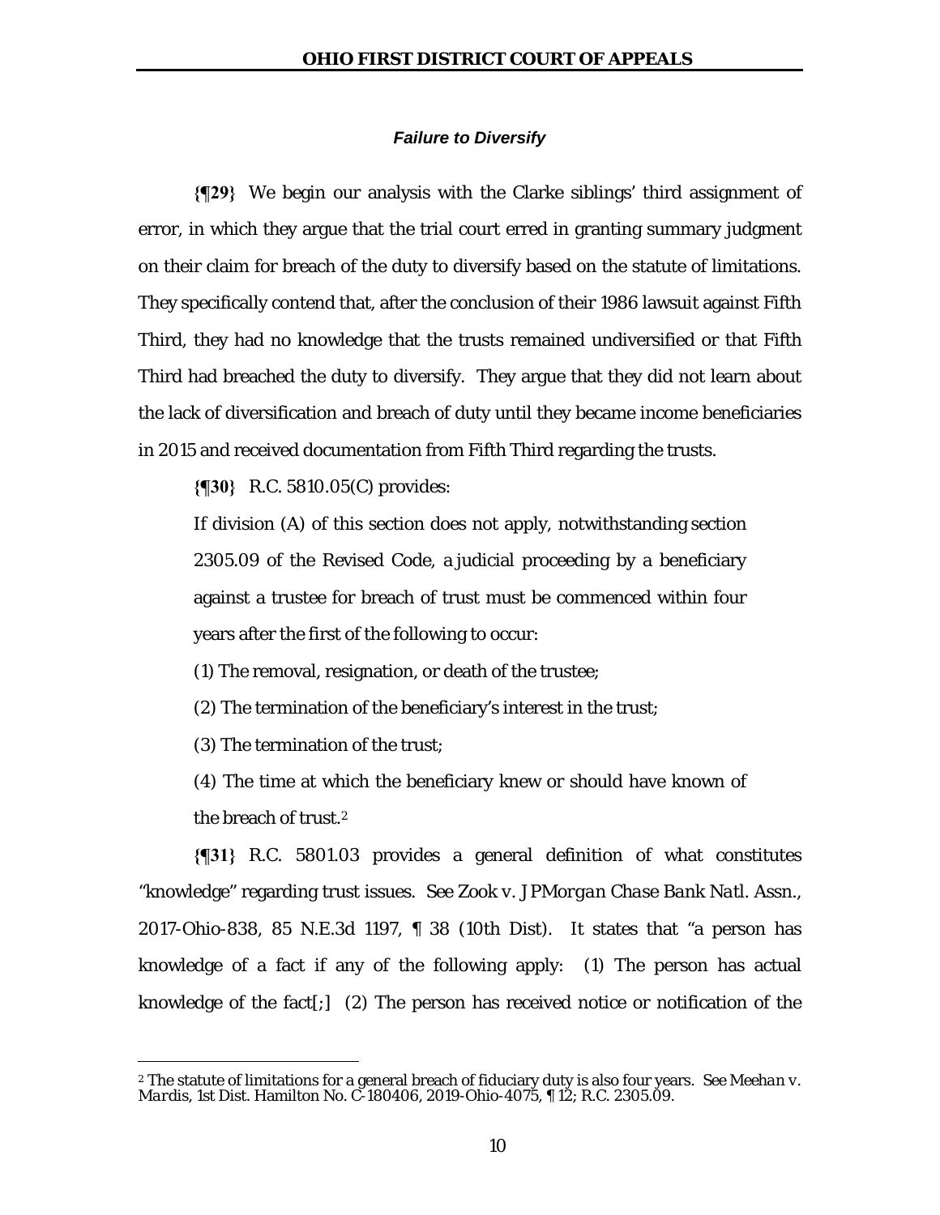### *Failure to Diversify*

**{¶29}** We begin our analysis with the Clarke siblings' third assignment of error, in which they argue that the trial court erred in granting summary judgment on their claim for breach of the duty to diversify based on the statute of limitations. They specifically contend that, after the conclusion of their 1986 lawsuit against Fifth Third, they had no knowledge that the trusts remained undiversified or that Fifth Third had breached the duty to diversify. They argue that they did not learn about the lack of diversification and breach of duty until they became income beneficiaries in 2015 and received documentation from Fifth Third regarding the trusts.

**{¶30}** R.C. 5810.05(C) provides:

> If division (A) of this section does not apply, notwithstanding section 2305.09 of the Revised Code, a judicial proceeding by a beneficiary against a trustee for breach of trust must be commenced within four years after the first of the following to occur:
>
> (1) The removal, resignation, or death of the trustee;
>
> (2) The termination of the beneficiary's interest in the trust;
>
> (3) The termination of the trust;
>
> (4) The time at which the beneficiary knew or should have known of the breach of trust.[2]

**{¶31}** R.C. 5801.03 provides a general definition of what constitutes "knowledge" regarding trust issues. See *Zook v. JPMorgan Chase Bank Natl. Assn.*, 2017-Ohio-838, 85 N.E.3d 1197, ¶ 38 (10th Dist). It states that "a person has knowledge of a fact if any of the following apply: (1) The person has actual knowledge of the fact[;] (2) The person has received notice or notification of the

---

[2] The statute of limitations for a general breach of fiduciary duty is also four years. See *Meehan v. Mardis*, 1st Dist. Hamilton No. C-180406, 2019-Ohio-4075, ¶ 12; R.C. 2305.09.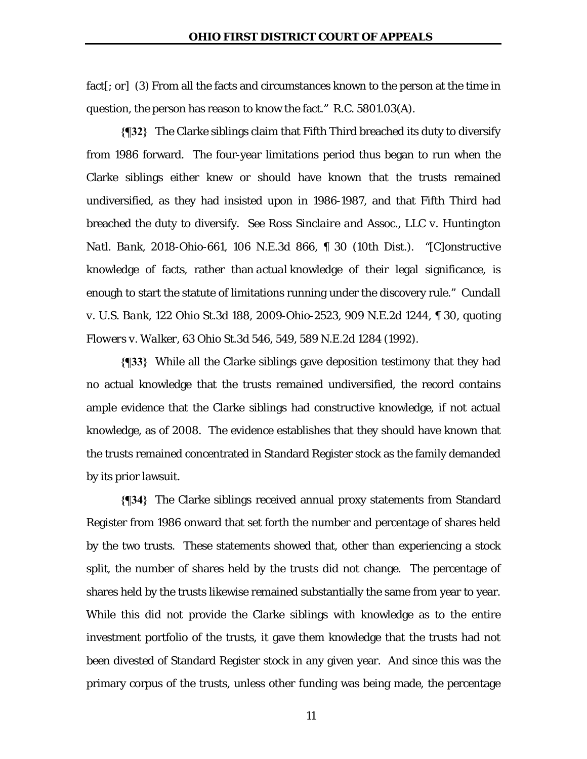fact[; or] (3) From all the facts and circumstances known to the person at the time in question, the person has reason to know the fact." R.C. 5801.03(A).

**{¶32}** The Clarke siblings claim that Fifth Third breached its duty to diversify from 1986 forward. The four-year limitations period thus began to run when the Clarke siblings either knew or should have known that the trusts remained undiversified, as they had insisted upon in 1986-1987, and that Fifth Third had breached the duty to diversify. *See Ross Sinclaire and Assoc., LLC v. Huntington Natl. Bank*, 2018-Ohio-661, 106 N.E.3d 866, ¶ 30 (10th Dist.). "[C]onstructive knowledge of facts, rather than *actual* knowledge of their legal significance, is enough to start the statute of limitations running under the discovery rule." *Cundall v. U.S. Bank*, 122 Ohio St.3d 188, 2009-Ohio-2523, 909 N.E.2d 1244, ¶ 30, quoting *Flowers v. Walker*, 63 Ohio St.3d 546, 549, 589 N.E.2d 1284 (1992).

**{¶33}** While all the Clarke siblings gave deposition testimony that they had no actual knowledge that the trusts remained undiversified, the record contains ample evidence that the Clarke siblings had constructive knowledge, if not actual knowledge, as of 2008. The evidence establishes that they should have known that the trusts remained concentrated in Standard Register stock as the family demanded by its prior lawsuit.

**{¶34}** The Clarke siblings received annual proxy statements from Standard Register from 1986 onward that set forth the number and percentage of shares held by the two trusts. These statements showed that, other than experiencing a stock split, the number of shares held by the trusts did not change. The percentage of shares held by the trusts likewise remained substantially the same from year to year. While this did not provide the Clarke siblings with knowledge as to the entire investment portfolio of the trusts, it gave them knowledge that the trusts had not been divested of Standard Register stock in any given year. And since this was the primary corpus of the trusts, unless other funding was being made, the percentage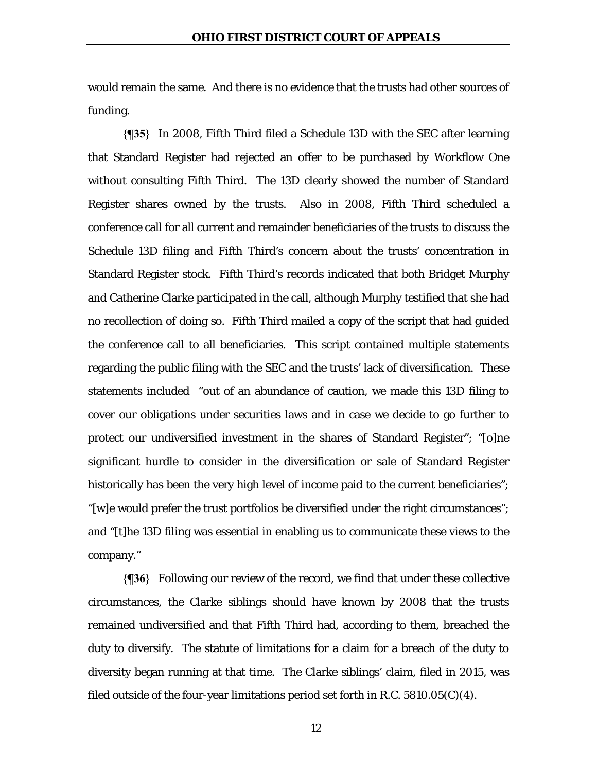would remain the same. And there is no evidence that the trusts had other sources of funding.

**{¶35}** In 2008, Fifth Third filed a Schedule 13D with the SEC after learning that Standard Register had rejected an offer to be purchased by Workflow One without consulting Fifth Third. The 13D clearly showed the number of Standard Register shares owned by the trusts. Also in 2008, Fifth Third scheduled a conference call for all current and remainder beneficiaries of the trusts to discuss the Schedule 13D filing and Fifth Third's concern about the trusts' concentration in Standard Register stock. Fifth Third's records indicated that both Bridget Murphy and Catherine Clarke participated in the call, although Murphy testified that she had no recollection of doing so. Fifth Third mailed a copy of the script that had guided the conference call to all beneficiaries. This script contained multiple statements regarding the public filing with the SEC and the trusts' lack of diversification. These statements included "out of an abundance of caution, we made this 13D filing to cover our obligations under securities laws and in case we decide to go further to protect our undiversified investment in the shares of Standard Register"; "[o]ne significant hurdle to consider in the diversification or sale of Standard Register historically has been the very high level of income paid to the current beneficiaries"; "[w]e would prefer the trust portfolios be diversified under the right circumstances"; and "[t]he 13D filing was essential in enabling us to communicate these views to the company."

**{¶36}** Following our review of the record, we find that under these collective circumstances, the Clarke siblings should have known by 2008 that the trusts remained undiversified and that Fifth Third had, according to them, breached the duty to diversify. The statute of limitations for a claim for a breach of the duty to diversity began running at that time. The Clarke siblings' claim, filed in 2015, was filed outside of the four-year limitations period set forth in R.C. 5810.05(C)(4).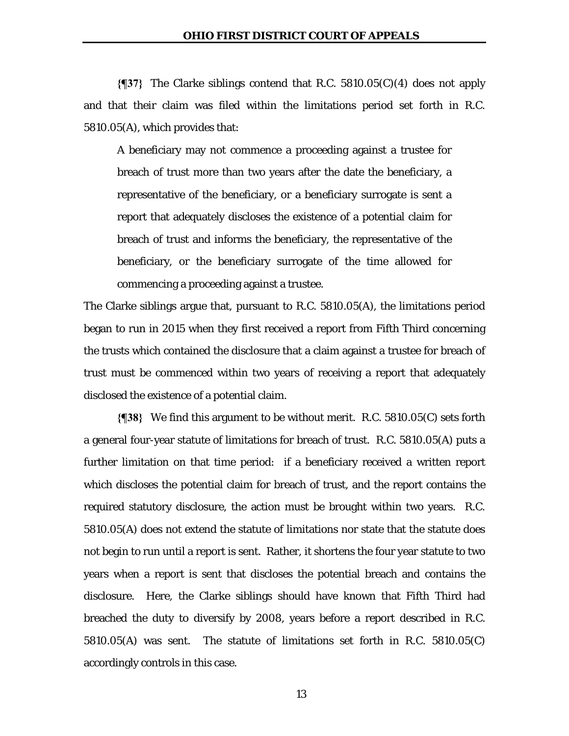**{¶37}** The Clarke siblings contend that R.C. 5810.05(C)(4) does not apply and that their claim was filed within the limitations period set forth in R.C. 5810.05(A), which provides that:

> A beneficiary may not commence a proceeding against a trustee for breach of trust more than two years after the date the beneficiary, a representative of the beneficiary, or a beneficiary surrogate is sent a report that adequately discloses the existence of a potential claim for breach of trust and informs the beneficiary, the representative of the beneficiary, or the beneficiary surrogate of the time allowed for commencing a proceeding against a trustee.

The Clarke siblings argue that, pursuant to R.C. 5810.05(A), the limitations period began to run in 2015 when they first received a report from Fifth Third concerning the trusts which contained the disclosure that a claim against a trustee for breach of trust must be commenced within two years of receiving a report that adequately disclosed the existence of a potential claim.

**{¶38}** We find this argument to be without merit. R.C. 5810.05(C) sets forth a general four-year statute of limitations for breach of trust. R.C. 5810.05(A) puts a further limitation on that time period: if a beneficiary received a written report which discloses the potential claim for breach of trust, and the report contains the required statutory disclosure, the action must be brought within two years. R.C. 5810.05(A) does not extend the statute of limitations nor state that the statute does not begin to run until a report is sent. Rather, it shortens the four year statute to two years when a report is sent that discloses the potential breach and contains the disclosure. Here, the Clarke siblings should have known that Fifth Third had breached the duty to diversify by 2008, years before a report described in R.C. 5810.05(A) was sent. The statute of limitations set forth in R.C. 5810.05(C) accordingly controls in this case.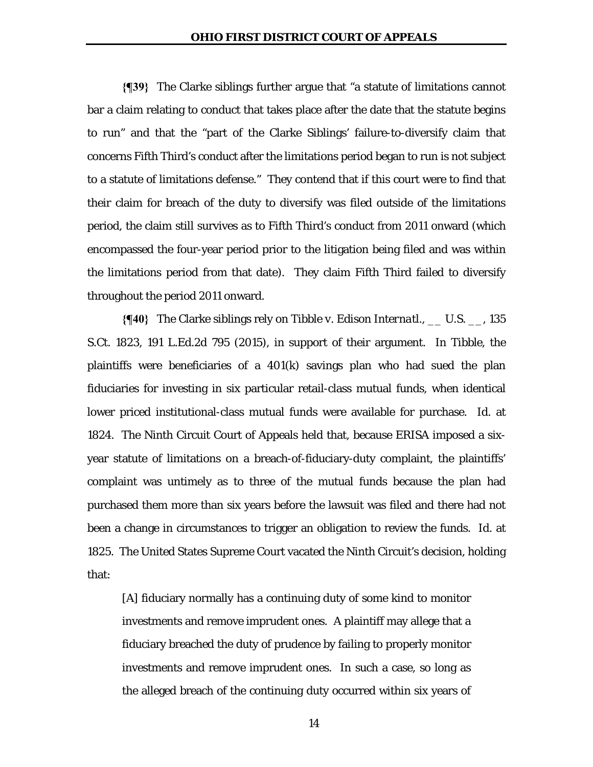**{¶39}** The Clarke siblings further argue that "a statute of limitations cannot bar a claim relating to conduct that takes place after the date that the statute begins to run" and that the "part of the Clarke Siblings' failure-to-diversify claim that concerns Fifth Third's conduct after the limitations period began to run is not subject to a statute of limitations defense." They contend that if this court were to find that their claim for breach of the duty to diversify was filed outside of the limitations period, the claim still survives as to Fifth Third's conduct from 2011 onward (which encompassed the four-year period prior to the litigation being filed and was within the limitations period from that date). They claim Fifth Third failed to diversify throughout the period 2011 onward.

**{¶40}** The Clarke siblings rely on *Tibble v. Edison Internatl.*, __ U.S. __, 135 S.Ct. 1823, 191 L.Ed.2d 795 (2015), in support of their argument. In *Tibble*, the plaintiffs were beneficiaries of a 401(k) savings plan who had sued the plan fiduciaries for investing in six particular retail-class mutual funds, when identical lower priced institutional-class mutual funds were available for purchase. *Id.* at 1824. The Ninth Circuit Court of Appeals held that, because ERISA imposed a six-year statute of limitations on a breach-of-fiduciary-duty complaint, the plaintiffs' complaint was untimely as to three of the mutual funds because the plan had purchased them more than six years before the lawsuit was filed and there had not been a change in circumstances to trigger an obligation to review the funds. *Id.* at 1825. The United States Supreme Court vacated the Ninth Circuit's decision, holding that:

> [A] fiduciary normally has a continuing duty of some kind to monitor investments and remove imprudent ones. A plaintiff may allege that a fiduciary breached the duty of prudence by failing to properly monitor investments and remove imprudent ones. In such a case, so long as the alleged breach of the continuing duty occurred within six years of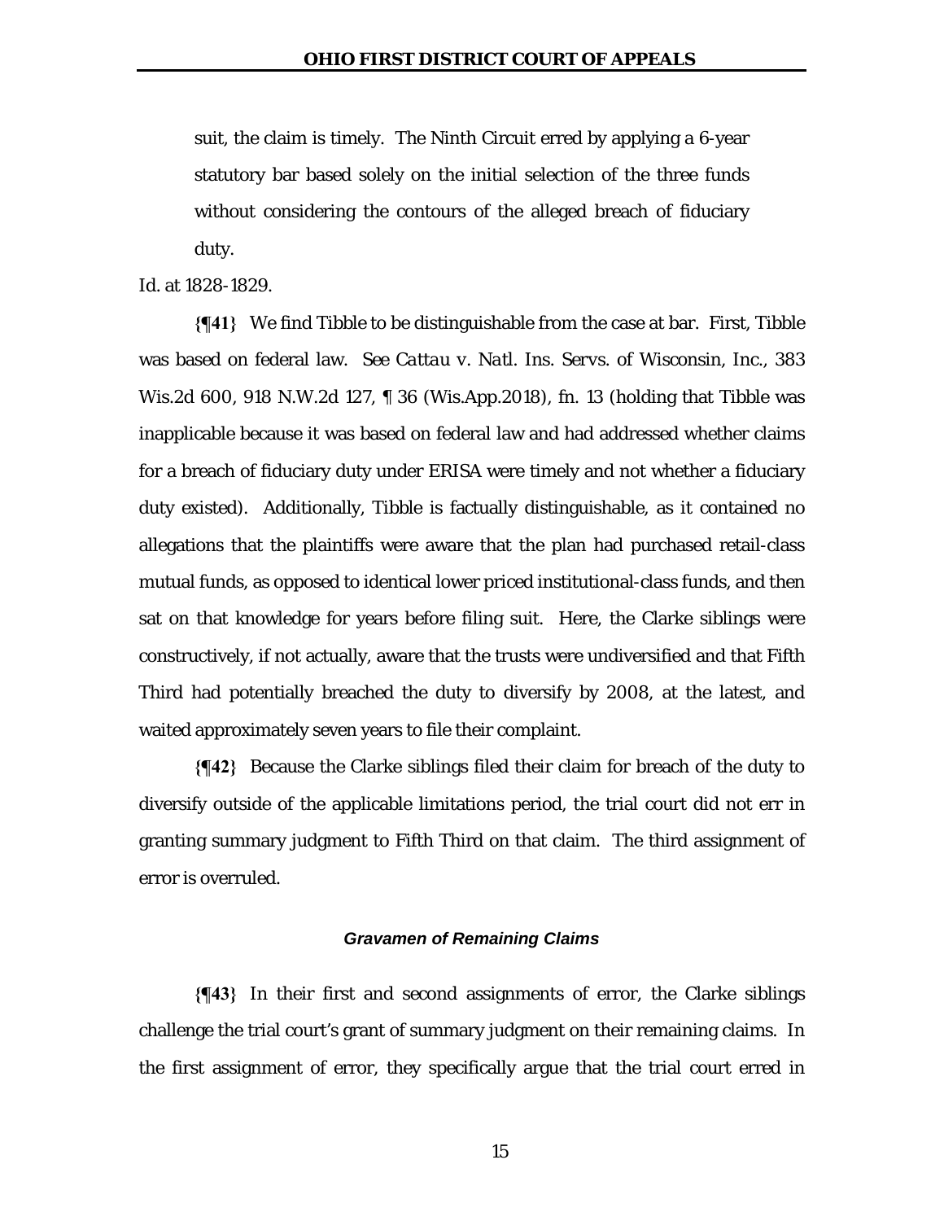suit, the claim is timely. The Ninth Circuit erred by applying a 6-year statutory bar based solely on the initial selection of the three funds without considering the contours of the alleged breach of fiduciary duty.

*Id.* at 1828-1829.

**{¶41}** We find *Tibble* to be distinguishable from the case at bar. First, *Tibble* was based on federal law. *See Cattau v. Natl. Ins. Servs. of Wisconsin, Inc.*, 383 Wis.2d 600, 918 N.W.2d 127, ¶ 36 (Wis.App.2018), fn. 13 (holding that *Tibble* was inapplicable because it was based on federal law and had addressed whether claims for a breach of fiduciary duty under ERISA were timely and not whether a fiduciary duty existed). Additionally, *Tibble* is factually distinguishable, as it contained no allegations that the plaintiffs were aware that the plan had purchased retail-class mutual funds, as opposed to identical lower priced institutional-class funds, and then sat on that knowledge for years before filing suit. Here, the Clarke siblings were constructively, if not actually, aware that the trusts were undiversified and that Fifth Third had potentially breached the duty to diversify by 2008, at the latest, and waited approximately seven years to file their complaint.

**{¶42}** Because the Clarke siblings filed their claim for breach of the duty to diversify outside of the applicable limitations period, the trial court did not err in granting summary judgment to Fifth Third on that claim. The third assignment of error is overruled.

### *Gravamen of Remaining Claims*

**{¶43}** In their first and second assignments of error, the Clarke siblings challenge the trial court's grant of summary judgment on their remaining claims. In the first assignment of error, they specifically argue that the trial court erred in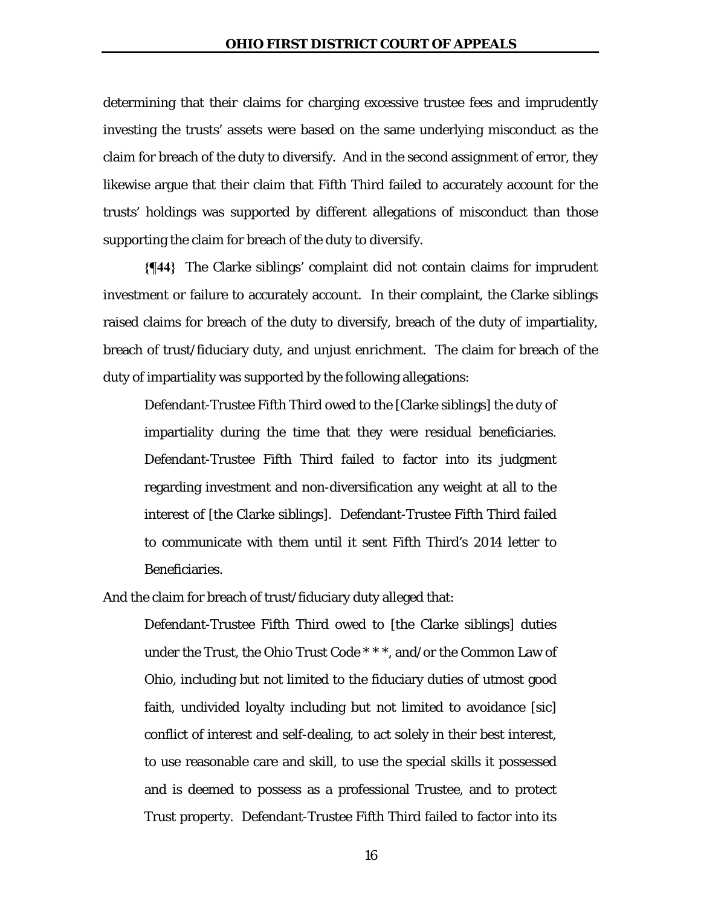determining that their claims for charging excessive trustee fees and imprudently investing the trusts' assets were based on the same underlying misconduct as the claim for breach of the duty to diversify. And in the second assignment of error, they likewise argue that their claim that Fifth Third failed to accurately account for the trusts' holdings was supported by different allegations of misconduct than those supporting the claim for breach of the duty to diversify.

**{¶44}** The Clarke siblings' complaint did not contain claims for imprudent investment or failure to accurately account. In their complaint, the Clarke siblings raised claims for breach of the duty to diversify, breach of the duty of impartiality, breach of trust/fiduciary duty, and unjust enrichment. The claim for breach of the duty of impartiality was supported by the following allegations:

> Defendant-Trustee Fifth Third owed to the [Clarke siblings] the duty of impartiality during the time that they were residual beneficiaries. Defendant-Trustee Fifth Third failed to factor into its judgment regarding investment and non-diversification any weight at all to the interest of [the Clarke siblings]. Defendant-Trustee Fifth Third failed to communicate with them until it sent Fifth Third's 2014 letter to Beneficiaries.

And the claim for breach of trust/fiduciary duty alleged that:

> Defendant-Trustee Fifth Third owed to [the Clarke siblings] duties under the Trust, the Ohio Trust Code * * *, and/or the Common Law of Ohio, including but not limited to the fiduciary duties of utmost good faith, undivided loyalty including but not limited to avoidance [sic] conflict of interest and self-dealing, to act solely in their best interest, to use reasonable care and skill, to use the special skills it possessed and is deemed to possess as a professional Trustee, and to protect Trust property. Defendant-Trustee Fifth Third failed to factor into its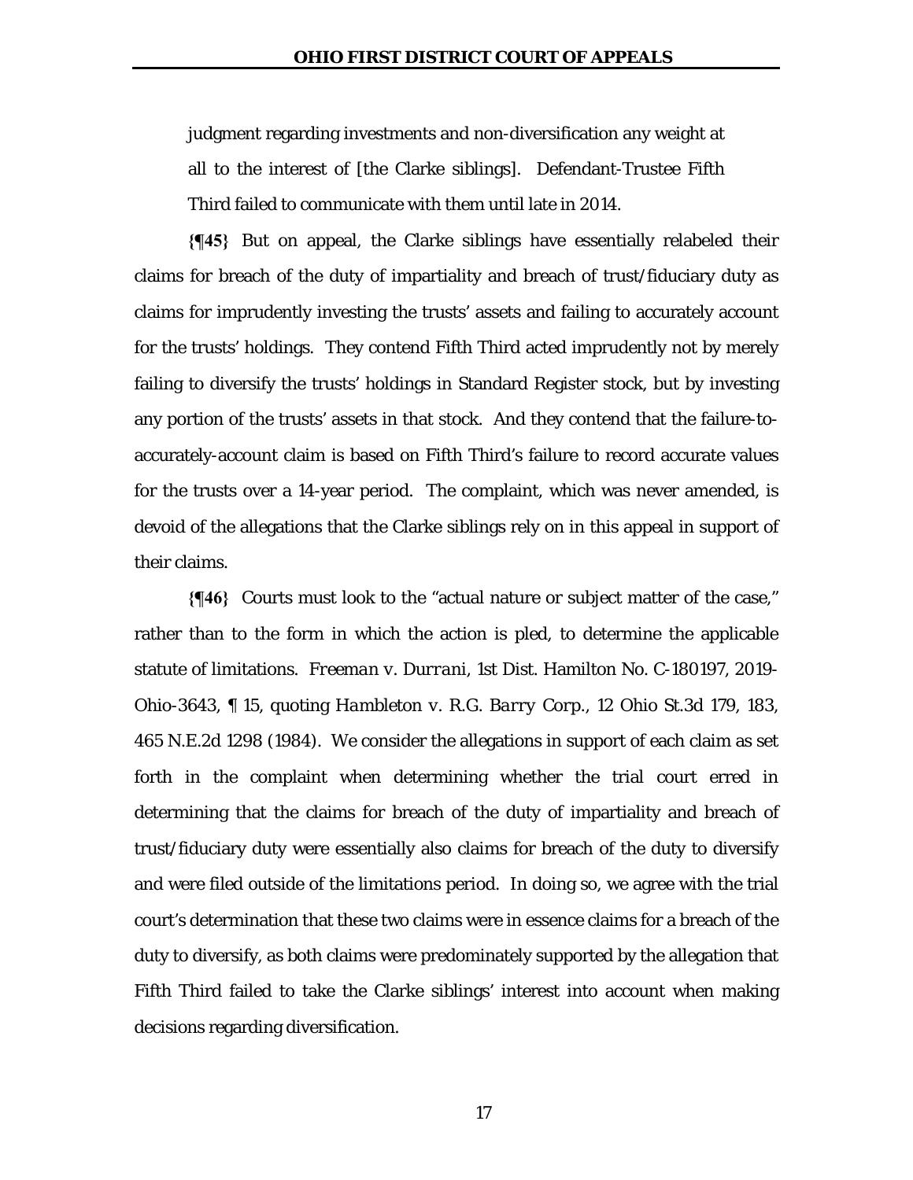judgment regarding investments and non-diversification any weight at all to the interest of [the Clarke siblings]. Defendant-Trustee Fifth Third failed to communicate with them until late in 2014.

**{¶45}** But on appeal, the Clarke siblings have essentially relabeled their claims for breach of the duty of impartiality and breach of trust/fiduciary duty as claims for imprudently investing the trusts' assets and failing to accurately account for the trusts' holdings. They contend Fifth Third acted imprudently not by merely failing to diversify the trusts' holdings in Standard Register stock, but by investing any portion of the trusts' assets in that stock. And they contend that the failure-to-accurately-account claim is based on Fifth Third's failure to record accurate values for the trusts over a 14-year period. The complaint, which was never amended, is devoid of the allegations that the Clarke siblings rely on in this appeal in support of their claims.

**{¶46}** Courts must look to the "actual nature or subject matter of the case," rather than to the form in which the action is pled, to determine the applicable statute of limitations. *Freeman v. Durrani*, 1st Dist. Hamilton No. C-180197, 2019-Ohio-3643, ¶ 15, quoting *Hambleton v. R.G. Barry Corp.*, 12 Ohio St.3d 179, 183, 465 N.E.2d 1298 (1984). We consider the allegations in support of each claim as set forth in the complaint when determining whether the trial court erred in determining that the claims for breach of the duty of impartiality and breach of trust/fiduciary duty were essentially also claims for breach of the duty to diversify and were filed outside of the limitations period. In doing so, we agree with the trial court's determination that these two claims were in essence claims for a breach of the duty to diversify, as both claims were predominately supported by the allegation that Fifth Third failed to take the Clarke siblings' interest into account when making decisions regarding diversification.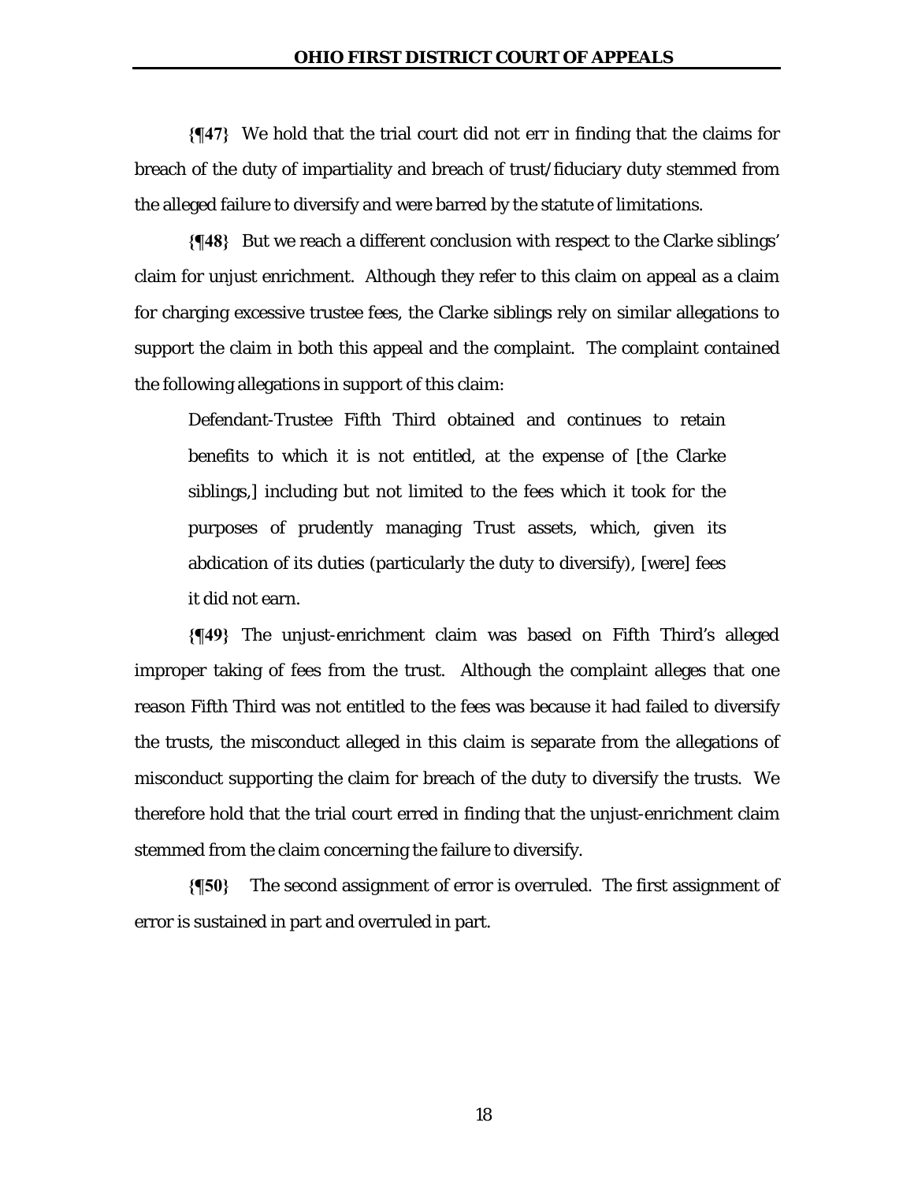**{¶47}** We hold that the trial court did not err in finding that the claims for breach of the duty of impartiality and breach of trust/fiduciary duty stemmed from the alleged failure to diversify and were barred by the statute of limitations.

**{¶48}** But we reach a different conclusion with respect to the Clarke siblings' claim for unjust enrichment. Although they refer to this claim on appeal as a claim for charging excessive trustee fees, the Clarke siblings rely on similar allegations to support the claim in both this appeal and the complaint. The complaint contained the following allegations in support of this claim:

> Defendant-Trustee Fifth Third obtained and continues to retain benefits to which it is not entitled, at the expense of [the Clarke siblings,] including but not limited to the fees which it took for the purposes of prudently managing Trust assets, which, given its abdication of its duties (particularly the duty to diversify), [were] fees it did not earn.

**{¶49}** The unjust-enrichment claim was based on Fifth Third's alleged improper taking of fees from the trust. Although the complaint alleges that one reason Fifth Third was not entitled to the fees was because it had failed to diversify the trusts, the misconduct alleged in this claim is separate from the allegations of misconduct supporting the claim for breach of the duty to diversify the trusts. We therefore hold that the trial court erred in finding that the unjust-enrichment claim stemmed from the claim concerning the failure to diversify.

**{¶50}** The second assignment of error is overruled. The first assignment of error is sustained in part and overruled in part.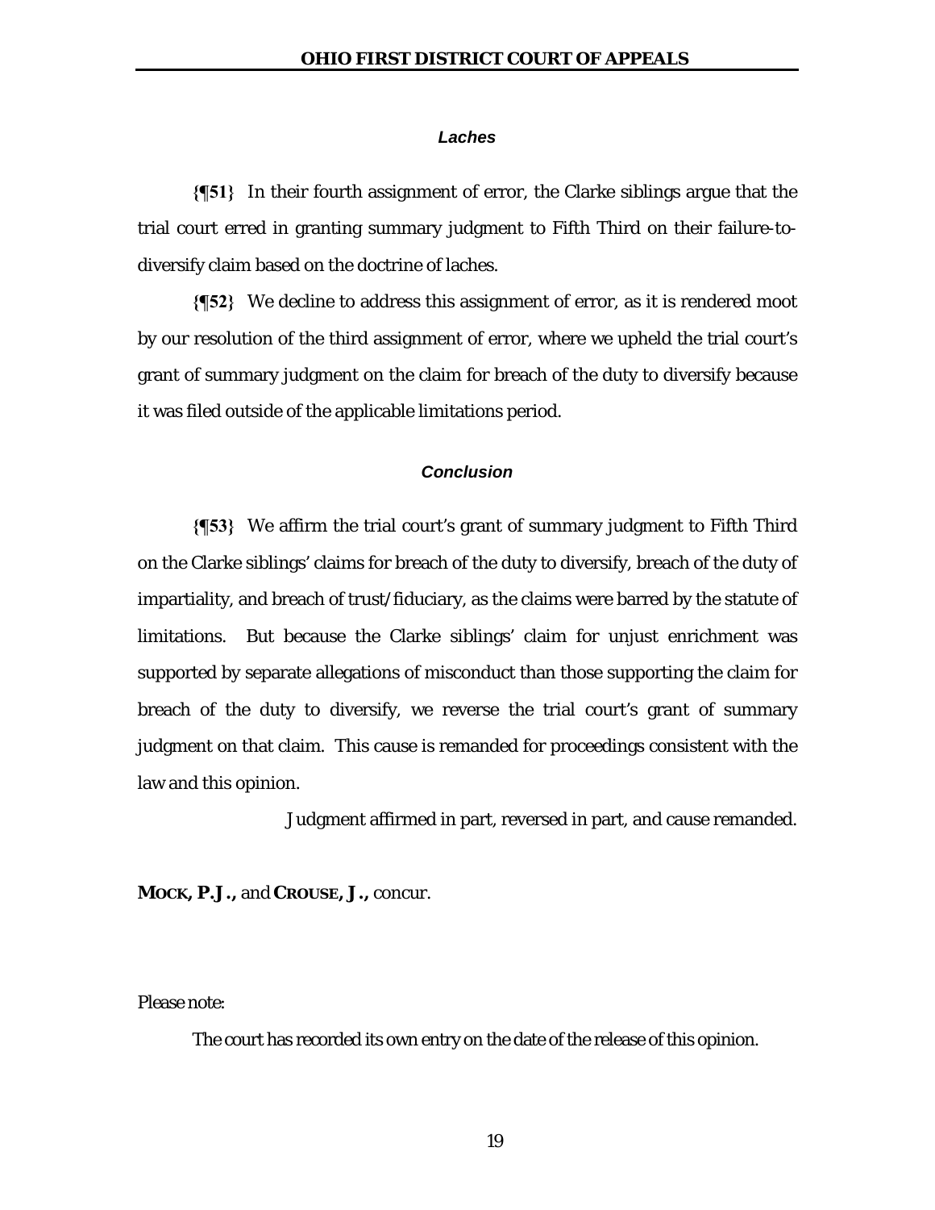### *Laches*

**{¶51}** In their fourth assignment of error, the Clarke siblings argue that the trial court erred in granting summary judgment to Fifth Third on their failure-to-diversify claim based on the doctrine of laches.

**{¶52}** We decline to address this assignment of error, as it is rendered moot by our resolution of the third assignment of error, where we upheld the trial court's grant of summary judgment on the claim for breach of the duty to diversify because it was filed outside of the applicable limitations period.

### *Conclusion*

**{¶53}** We affirm the trial court's grant of summary judgment to Fifth Third on the Clarke siblings' claims for breach of the duty to diversify, breach of the duty of impartiality, and breach of trust/fiduciary, as the claims were barred by the statute of limitations. But because the Clarke siblings' claim for unjust enrichment was supported by separate allegations of misconduct than those supporting the claim for breach of the duty to diversify, we reverse the trial court's grant of summary judgment on that claim. This cause is remanded for proceedings consistent with the law and this opinion.

Judgment affirmed in part, reversed in part, and cause remanded.

**MOCK, P.J.,** and **CROUSE, J.,** concur.

Please note:

The court has recorded its own entry on the date of the release of this opinion.